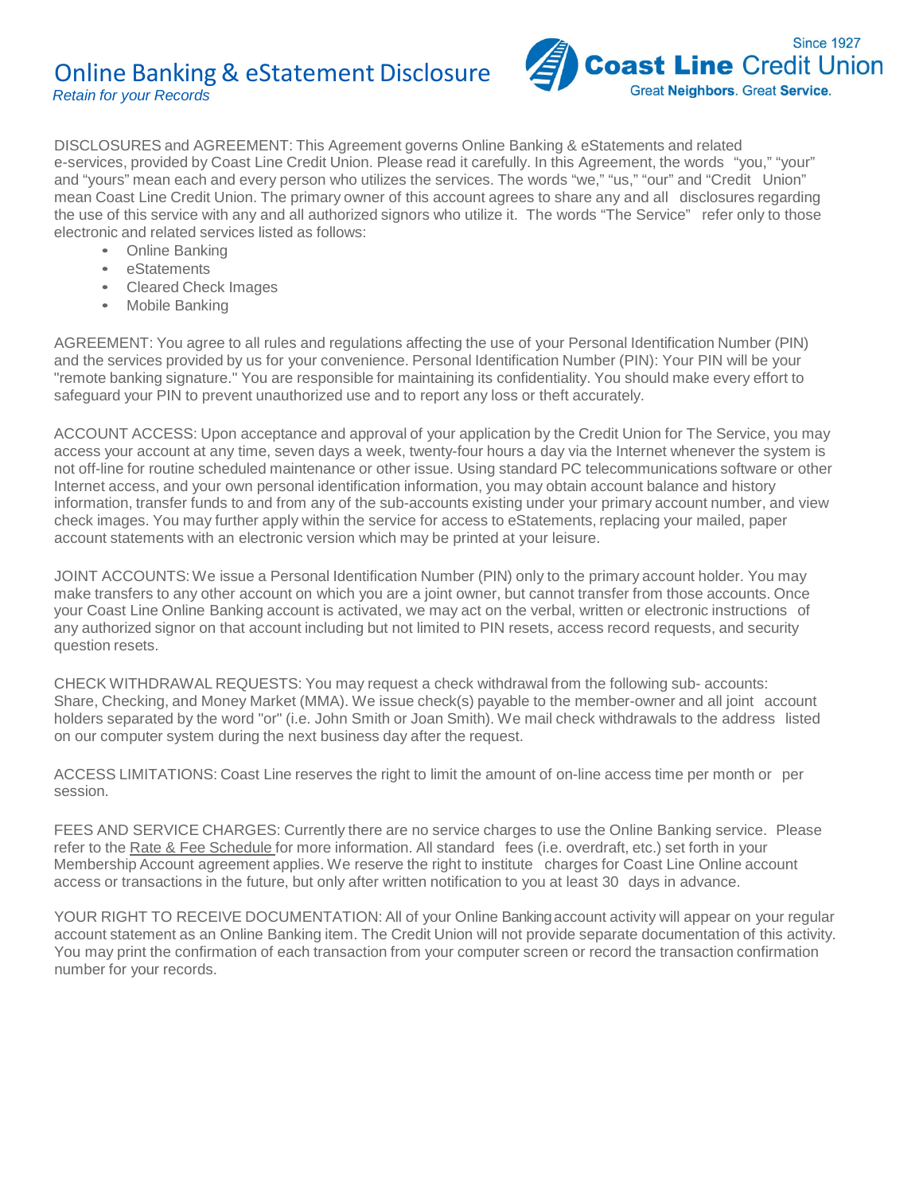# Online Banking & eStatement Disclosure

*Retain for your Records*

Since 1927
**Coast Line** Credit Union
Great **Neighbors**. Great **Service**.

DISCLOSURES and AGREEMENT: This Agreement governs Online Banking & eStatements and related e-services, provided by Coast Line Credit Union. Please read it carefully. In this Agreement, the words "you," "your" and "yours" mean each and every person who utilizes the services. The words "we," "us," "our" and "Credit Union" mean Coast Line Credit Union. The primary owner of this account agrees to share any and all disclosures regarding the use of this service with any and all authorized signors who utilize it. The words "The Service" refer only to those electronic and related services listed as follows:

- Online Banking
- eStatements
- Cleared Check Images
- Mobile Banking

AGREEMENT: You agree to all rules and regulations affecting the use of your Personal Identification Number (PIN) and the services provided by us for your convenience. Personal Identification Number (PIN): Your PIN will be your "remote banking signature." You are responsible for maintaining its confidentiality. You should make every effort to safeguard your PIN to prevent unauthorized use and to report any loss or theft accurately.

ACCOUNT ACCESS: Upon acceptance and approval of your application by the Credit Union for The Service, you may access your account at any time, seven days a week, twenty-four hours a day via the Internet whenever the system is not off-line for routine scheduled maintenance or other issue. Using standard PC telecommunications software or other Internet access, and your own personal identification information, you may obtain account balance and history information, transfer funds to and from any of the sub-accounts existing under your primary account number, and view check images. You may further apply within the service for access to eStatements, replacing your mailed, paper account statements with an electronic version which may be printed at your leisure.

JOINT ACCOUNTS: We issue a Personal Identification Number (PIN) only to the primary account holder. You may make transfers to any other account on which you are a joint owner, but cannot transfer from those accounts. Once your Coast Line Online Banking account is activated, we may act on the verbal, written or electronic instructions of any authorized signor on that account including but not limited to PIN resets, access record requests, and security question resets.

CHECK WITHDRAWAL REQUESTS: You may request a check withdrawal from the following sub- accounts: Share, Checking, and Money Market (MMA). We issue check(s) payable to the member-owner and all joint account holders separated by the word "or" (i.e. John Smith or Joan Smith). We mail check withdrawals to the address listed on our computer system during the next business day after the request.

ACCESS LIMITATIONS: Coast Line reserves the right to limit the amount of on-line access time per month or per session.

FEES AND SERVICE CHARGES: Currently there are no service charges to use the Online Banking service. Please refer to the Rate & Fee Schedule for more information. All standard fees (i.e. overdraft, etc.) set forth in your Membership Account agreement applies. We reserve the right to institute charges for Coast Line Online account access or transactions in the future, but only after written notification to you at least 30 days in advance.

YOUR RIGHT TO RECEIVE DOCUMENTATION: All of your Online Banking account activity will appear on your regular account statement as an Online Banking item. The Credit Union will not provide separate documentation of this activity. You may print the confirmation of each transaction from your computer screen or record the transaction confirmation number for your records.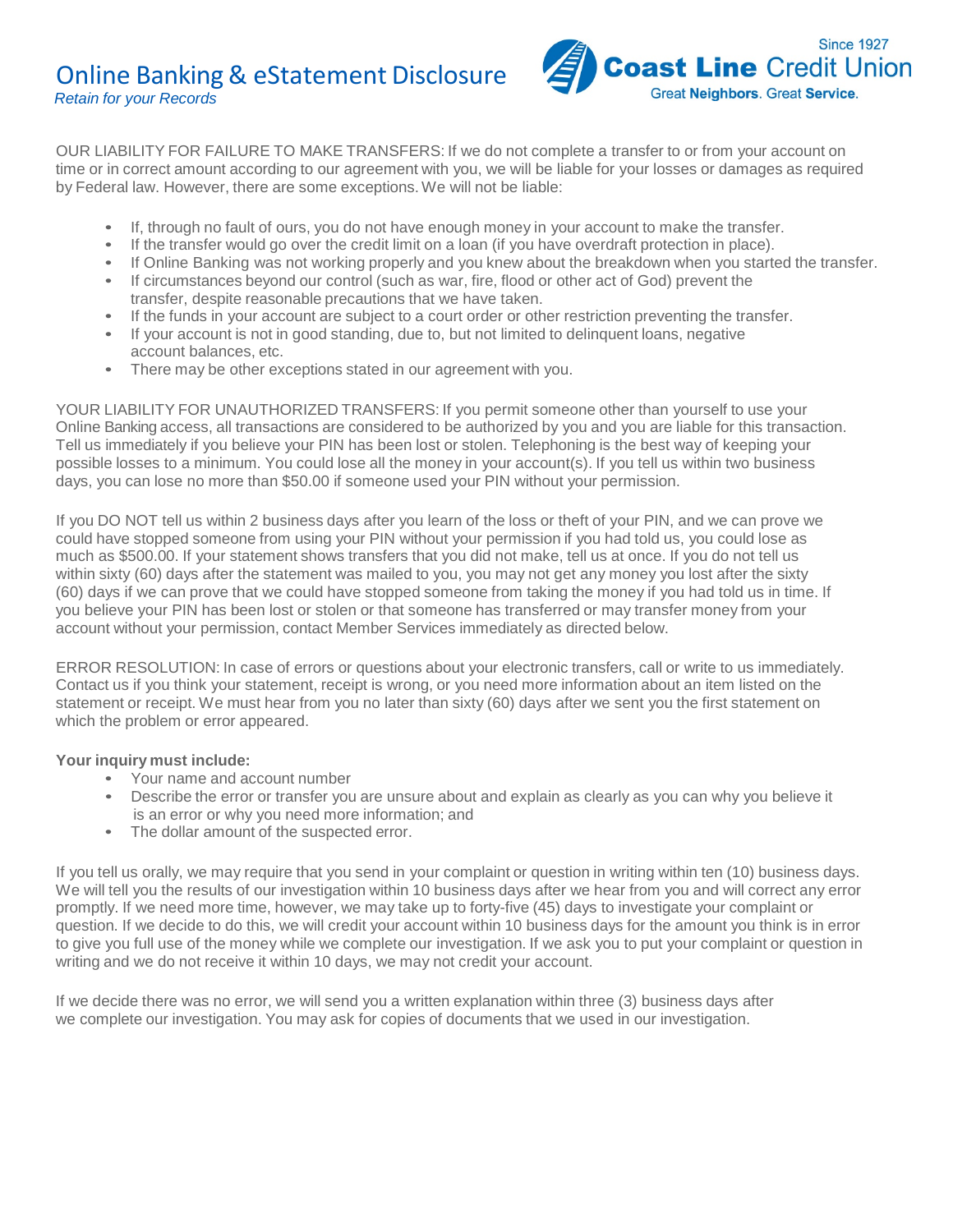OUR LIABILITY FOR FAILURE TO MAKE TRANSFERS: If we do not complete a transfer to or from your account on time or in correct amount according to our agreement with you, we will be liable for your losses or damages as required by Federal law. However, there are some exceptions. We will not be liable:

- If, through no fault of ours, you do not have enough money in your account to make the transfer.
- If the transfer would go over the credit limit on a loan (if you have overdraft protection in place).
- If Online Banking was not working properly and you knew about the breakdown when you started the transfer.
- If circumstances beyond our control (such as war, fire, flood or other act of God) prevent the transfer, despite reasonable precautions that we have taken.
- If the funds in your account are subject to a court order or other restriction preventing the transfer.
- If your account is not in good standing, due to, but not limited to delinquent loans, negative account balances, etc.
- There may be other exceptions stated in our agreement with you.

YOUR LIABILITY FOR UNAUTHORIZED TRANSFERS: If you permit someone other than yourself to use your Online Banking access, all transactions are considered to be authorized by you and you are liable for this transaction. Tell us immediately if you believe your PIN has been lost or stolen. Telephoning is the best way of keeping your possible losses to a minimum. You could lose all the money in your account(s). If you tell us within two business days, you can lose no more than $50.00 if someone used your PIN without your permission.

If you DO NOT tell us within 2 business days after you learn of the loss or theft of your PIN, and we can prove we could have stopped someone from using your PIN without your permission if you had told us, you could lose as much as $500.00. If your statement shows transfers that you did not make, tell us at once. If you do not tell us within sixty (60) days after the statement was mailed to you, you may not get any money you lost after the sixty (60) days if we can prove that we could have stopped someone from taking the money if you had told us in time. If you believe your PIN has been lost or stolen or that someone has transferred or may transfer money from your account without your permission, contact Member Services immediately as directed below.

ERROR RESOLUTION: In case of errors or questions about your electronic transfers, call or write to us immediately. Contact us if you think your statement, receipt is wrong, or you need more information about an item listed on the statement or receipt. We must hear from you no later than sixty (60) days after we sent you the first statement on which the problem or error appeared.

**Your inquiry must include:**

- Your name and account number
- Describe the error or transfer you are unsure about and explain as clearly as you can why you believe it is an error or why you need more information; and
- The dollar amount of the suspected error.

If you tell us orally, we may require that you send in your complaint or question in writing within ten (10) business days. We will tell you the results of our investigation within 10 business days after we hear from you and will correct any error promptly. If we need more time, however, we may take up to forty-five (45) days to investigate your complaint or question. If we decide to do this, we will credit your account within 10 business days for the amount you think is in error to give you full use of the money while we complete our investigation. If we ask you to put your complaint or question in writing and we do not receive it within 10 days, we may not credit your account.

If we decide there was no error, we will send you a written explanation within three (3) business days after we complete our investigation. You may ask for copies of documents that we used in our investigation.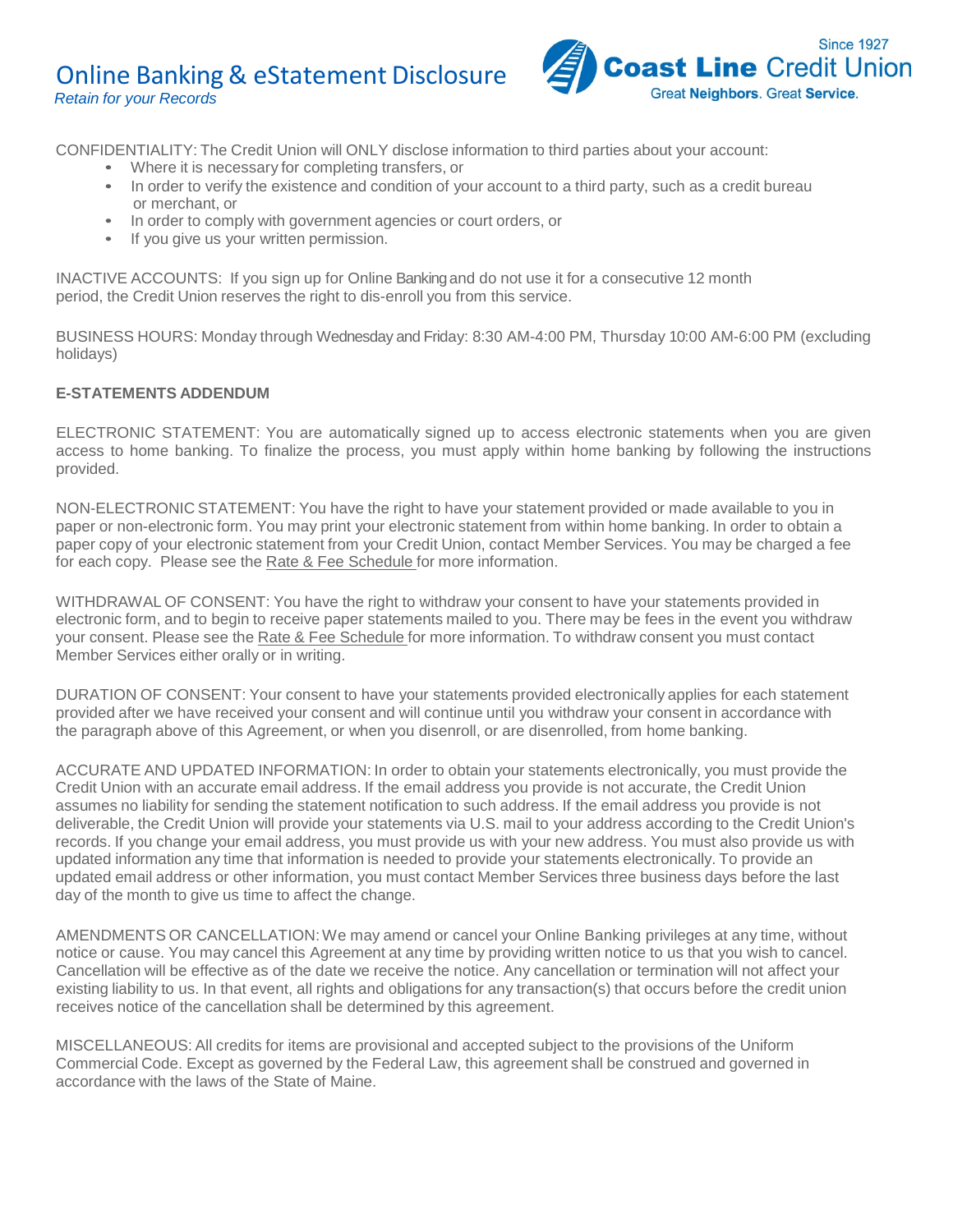# Online Banking & eStatement Disclosure

*Retain for your Records*

Since 1927
Coast Line Credit Union
Great Neighbors. Great Service.

CONFIDENTIALITY: The Credit Union will ONLY disclose information to third parties about your account:

- Where it is necessary for completing transfers, or
- In order to verify the existence and condition of your account to a third party, such as a credit bureau or merchant, or
- In order to comply with government agencies or court orders, or
- If you give us your written permission.

INACTIVE ACCOUNTS: If you sign up for Online Banking and do not use it for a consecutive 12 month period, the Credit Union reserves the right to dis-enroll you from this service.

BUSINESS HOURS: Monday through Wednesday and Friday: 8:30 AM-4:00 PM, Thursday 10:00 AM-6:00 PM (excluding holidays)

**E-STATEMENTS ADDENDUM**

ELECTRONIC STATEMENT: You are automatically signed up to access electronic statements when you are given access to home banking. To finalize the process, you must apply within home banking by following the instructions provided.

NON-ELECTRONIC STATEMENT: You have the right to have your statement provided or made available to you in paper or non-electronic form. You may print your electronic statement from within home banking. In order to obtain a paper copy of your electronic statement from your Credit Union, contact Member Services. You may be charged a fee for each copy. Please see the Rate & Fee Schedule for more information.

WITHDRAWAL OF CONSENT: You have the right to withdraw your consent to have your statements provided in electronic form, and to begin to receive paper statements mailed to you. There may be fees in the event you withdraw your consent. Please see the Rate & Fee Schedule for more information. To withdraw consent you must contact Member Services either orally or in writing.

DURATION OF CONSENT: Your consent to have your statements provided electronically applies for each statement provided after we have received your consent and will continue until you withdraw your consent in accordance with the paragraph above of this Agreement, or when you disenroll, or are disenrolled, from home banking.

ACCURATE AND UPDATED INFORMATION: In order to obtain your statements electronically, you must provide the Credit Union with an accurate email address. If the email address you provide is not accurate, the Credit Union assumes no liability for sending the statement notification to such address. If the email address you provide is not deliverable, the Credit Union will provide your statements via U.S. mail to your address according to the Credit Union's records. If you change your email address, you must provide us with your new address. You must also provide us with updated information any time that information is needed to provide your statements electronically. To provide an updated email address or other information, you must contact Member Services three business days before the last day of the month to give us time to affect the change.

AMENDMENTS OR CANCELLATION: We may amend or cancel your Online Banking privileges at any time, without notice or cause. You may cancel this Agreement at any time by providing written notice to us that you wish to cancel. Cancellation will be effective as of the date we receive the notice. Any cancellation or termination will not affect your existing liability to us. In that event, all rights and obligations for any transaction(s) that occurs before the credit union receives notice of the cancellation shall be determined by this agreement.

MISCELLANEOUS: All credits for items are provisional and accepted subject to the provisions of the Uniform Commercial Code. Except as governed by the Federal Law, this agreement shall be construed and governed in accordance with the laws of the State of Maine.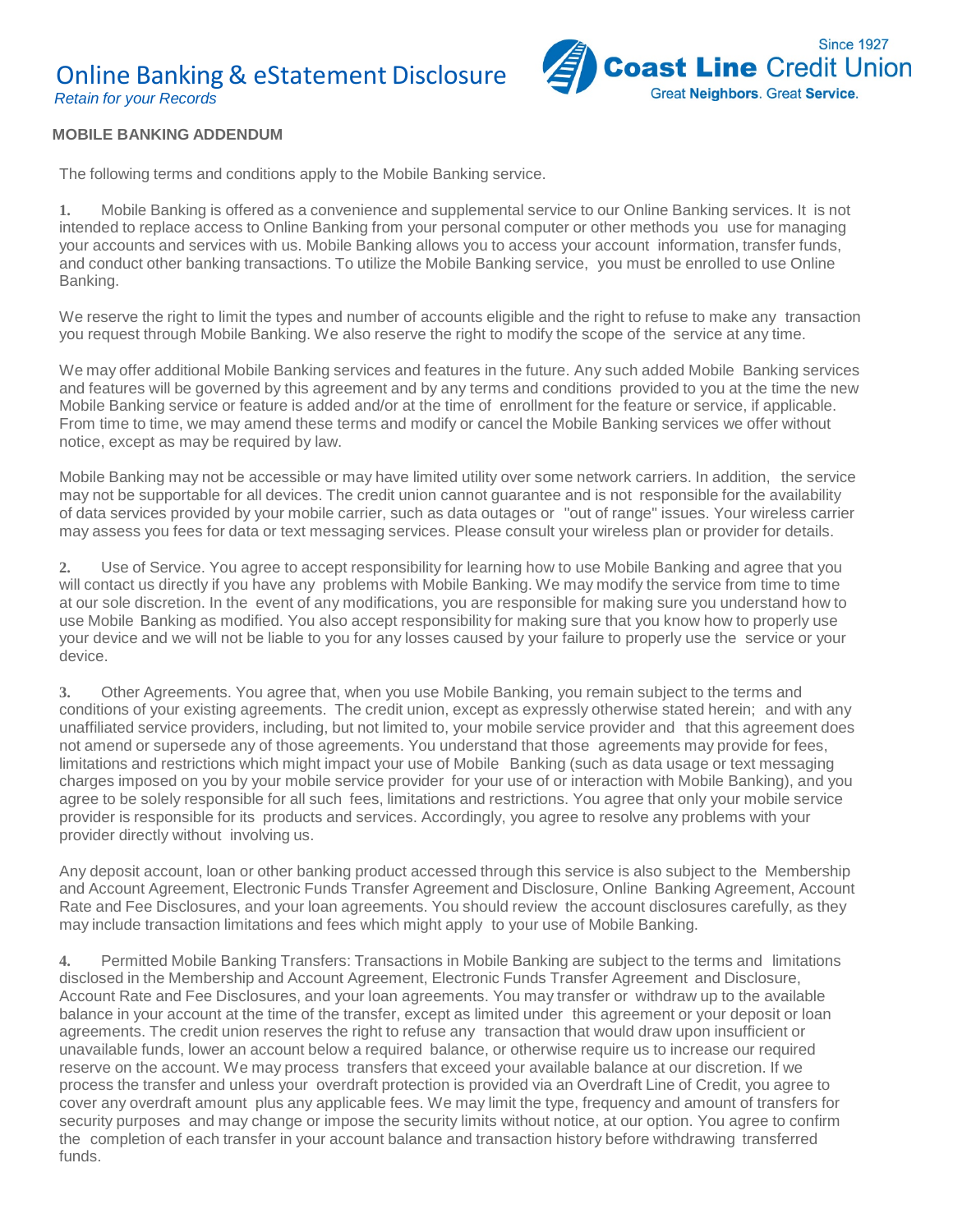# Online Banking & eStatement Disclosure

*Retain for your Records*

## MOBILE BANKING ADDENDUM

The following terms and conditions apply to the Mobile Banking service.

**1.** Mobile Banking is offered as a convenience and supplemental service to our Online Banking services. It is not intended to replace access to Online Banking from your personal computer or other methods you use for managing your accounts and services with us. Mobile Banking allows you to access your account information, transfer funds, and conduct other banking transactions. To utilize the Mobile Banking service, you must be enrolled to use Online Banking.

We reserve the right to limit the types and number of accounts eligible and the right to refuse to make any transaction you request through Mobile Banking. We also reserve the right to modify the scope of the service at any time.

We may offer additional Mobile Banking services and features in the future. Any such added Mobile Banking services and features will be governed by this agreement and by any terms and conditions provided to you at the time the new Mobile Banking service or feature is added and/or at the time of enrollment for the feature or service, if applicable. From time to time, we may amend these terms and modify or cancel the Mobile Banking services we offer without notice, except as may be required by law.

Mobile Banking may not be accessible or may have limited utility over some network carriers. In addition, the service may not be supportable for all devices. The credit union cannot guarantee and is not responsible for the availability of data services provided by your mobile carrier, such as data outages or "out of range" issues. Your wireless carrier may assess you fees for data or text messaging services. Please consult your wireless plan or provider for details.

**2.** Use of Service. You agree to accept responsibility for learning how to use Mobile Banking and agree that you will contact us directly if you have any problems with Mobile Banking. We may modify the service from time to time at our sole discretion. In the event of any modifications, you are responsible for making sure you understand how to use Mobile Banking as modified. You also accept responsibility for making sure that you know how to properly use your device and we will not be liable to you for any losses caused by your failure to properly use the service or your device.

**3.** Other Agreements. You agree that, when you use Mobile Banking, you remain subject to the terms and conditions of your existing agreements. The credit union, except as expressly otherwise stated herein; and with any unaffiliated service providers, including, but not limited to, your mobile service provider and that this agreement does not amend or supersede any of those agreements. You understand that those agreements may provide for fees, limitations and restrictions which might impact your use of Mobile Banking (such as data usage or text messaging charges imposed on you by your mobile service provider for your use of or interaction with Mobile Banking), and you agree to be solely responsible for all such fees, limitations and restrictions. You agree that only your mobile service provider is responsible for its products and services. Accordingly, you agree to resolve any problems with your provider directly without involving us.

Any deposit account, loan or other banking product accessed through this service is also subject to the Membership and Account Agreement, Electronic Funds Transfer Agreement and Disclosure, Online Banking Agreement, Account Rate and Fee Disclosures, and your loan agreements. You should review the account disclosures carefully, as they may include transaction limitations and fees which might apply to your use of Mobile Banking.

**4.** Permitted Mobile Banking Transfers: Transactions in Mobile Banking are subject to the terms and limitations disclosed in the Membership and Account Agreement, Electronic Funds Transfer Agreement and Disclosure, Account Rate and Fee Disclosures, and your loan agreements. You may transfer or withdraw up to the available balance in your account at the time of the transfer, except as limited under this agreement or your deposit or loan agreements. The credit union reserves the right to refuse any transaction that would draw upon insufficient or unavailable funds, lower an account below a required balance, or otherwise require us to increase our required reserve on the account. We may process transfers that exceed your available balance at our discretion. If we process the transfer and unless your overdraft protection is provided via an Overdraft Line of Credit, you agree to cover any overdraft amount plus any applicable fees. We may limit the type, frequency and amount of transfers for security purposes and may change or impose the security limits without notice, at our option. You agree to confirm the completion of each transfer in your account balance and transaction history before withdrawing transferred funds.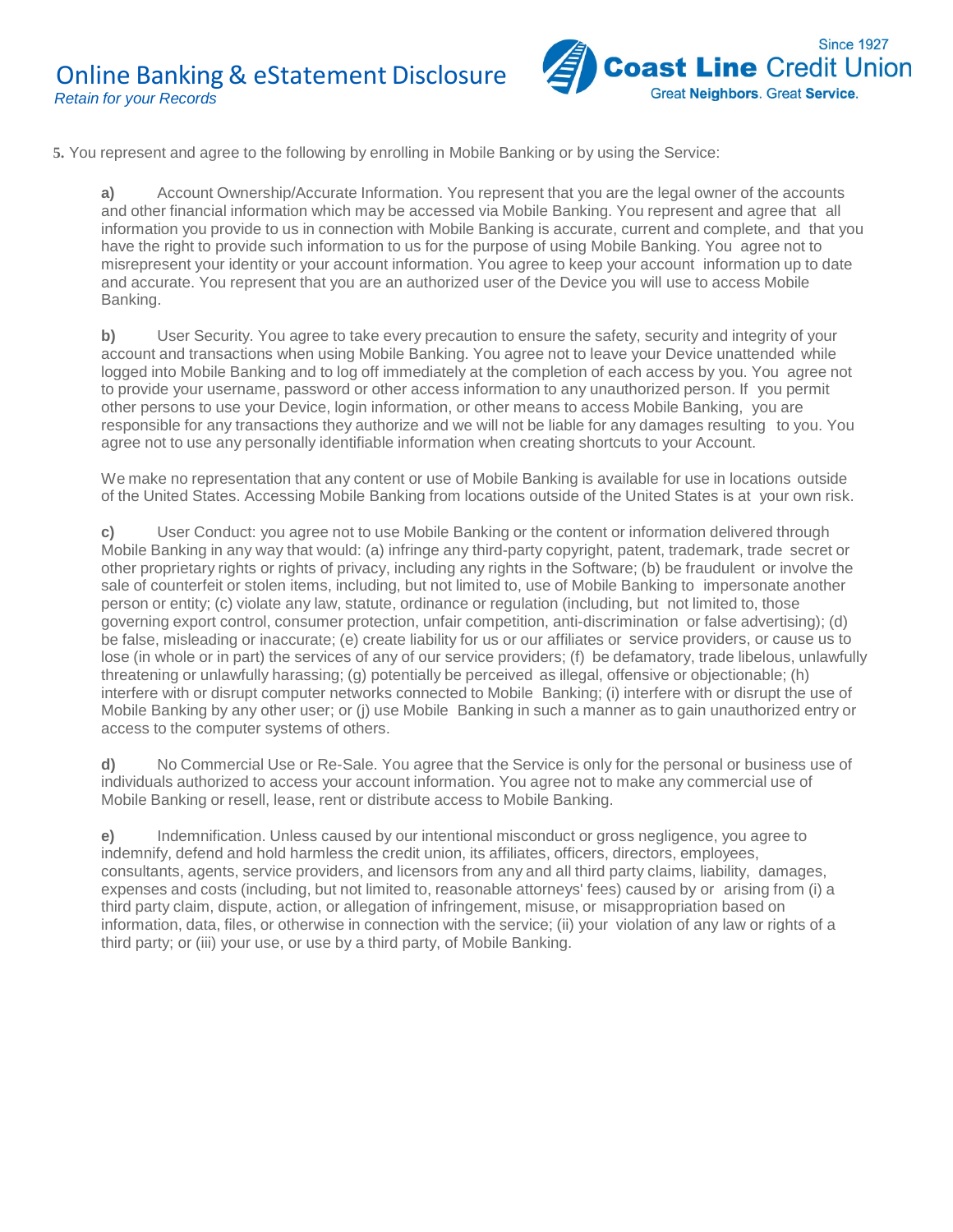**5.** You represent and agree to the following by enrolling in Mobile Banking or by using the Service:

**a)** Account Ownership/Accurate Information. You represent that you are the legal owner of the accounts and other financial information which may be accessed via Mobile Banking. You represent and agree that all information you provide to us in connection with Mobile Banking is accurate, current and complete, and that you have the right to provide such information to us for the purpose of using Mobile Banking. You agree not to misrepresent your identity or your account information. You agree to keep your account information up to date and accurate. You represent that you are an authorized user of the Device you will use to access Mobile Banking.

**b)** User Security. You agree to take every precaution to ensure the safety, security and integrity of your account and transactions when using Mobile Banking. You agree not to leave your Device unattended while logged into Mobile Banking and to log off immediately at the completion of each access by you. You agree not to provide your username, password or other access information to any unauthorized person. If you permit other persons to use your Device, login information, or other means to access Mobile Banking, you are responsible for any transactions they authorize and we will not be liable for any damages resulting to you. You agree not to use any personally identifiable information when creating shortcuts to your Account.

We make no representation that any content or use of Mobile Banking is available for use in locations outside of the United States. Accessing Mobile Banking from locations outside of the United States is at your own risk.

**c)** User Conduct: you agree not to use Mobile Banking or the content or information delivered through Mobile Banking in any way that would: (a) infringe any third-party copyright, patent, trademark, trade secret or other proprietary rights or rights of privacy, including any rights in the Software; (b) be fraudulent or involve the sale of counterfeit or stolen items, including, but not limited to, use of Mobile Banking to impersonate another person or entity; (c) violate any law, statute, ordinance or regulation (including, but not limited to, those governing export control, consumer protection, unfair competition, anti-discrimination or false advertising); (d) be false, misleading or inaccurate; (e) create liability for us or our affiliates or service providers, or cause us to lose (in whole or in part) the services of any of our service providers; (f) be defamatory, trade libelous, unlawfully threatening or unlawfully harassing; (g) potentially be perceived as illegal, offensive or objectionable; (h) interfere with or disrupt computer networks connected to Mobile Banking; (i) interfere with or disrupt the use of Mobile Banking by any other user; or (j) use Mobile Banking in such a manner as to gain unauthorized entry or access to the computer systems of others.

**d)** No Commercial Use or Re-Sale. You agree that the Service is only for the personal or business use of individuals authorized to access your account information. You agree not to make any commercial use of Mobile Banking or resell, lease, rent or distribute access to Mobile Banking.

**e)** Indemnification. Unless caused by our intentional misconduct or gross negligence, you agree to indemnify, defend and hold harmless the credit union, its affiliates, officers, directors, employees, consultants, agents, service providers, and licensors from any and all third party claims, liability, damages, expenses and costs (including, but not limited to, reasonable attorneys' fees) caused by or arising from (i) a third party claim, dispute, action, or allegation of infringement, misuse, or misappropriation based on information, data, files, or otherwise in connection with the service; (ii) your violation of any law or rights of a third party; or (iii) your use, or use by a third party, of Mobile Banking.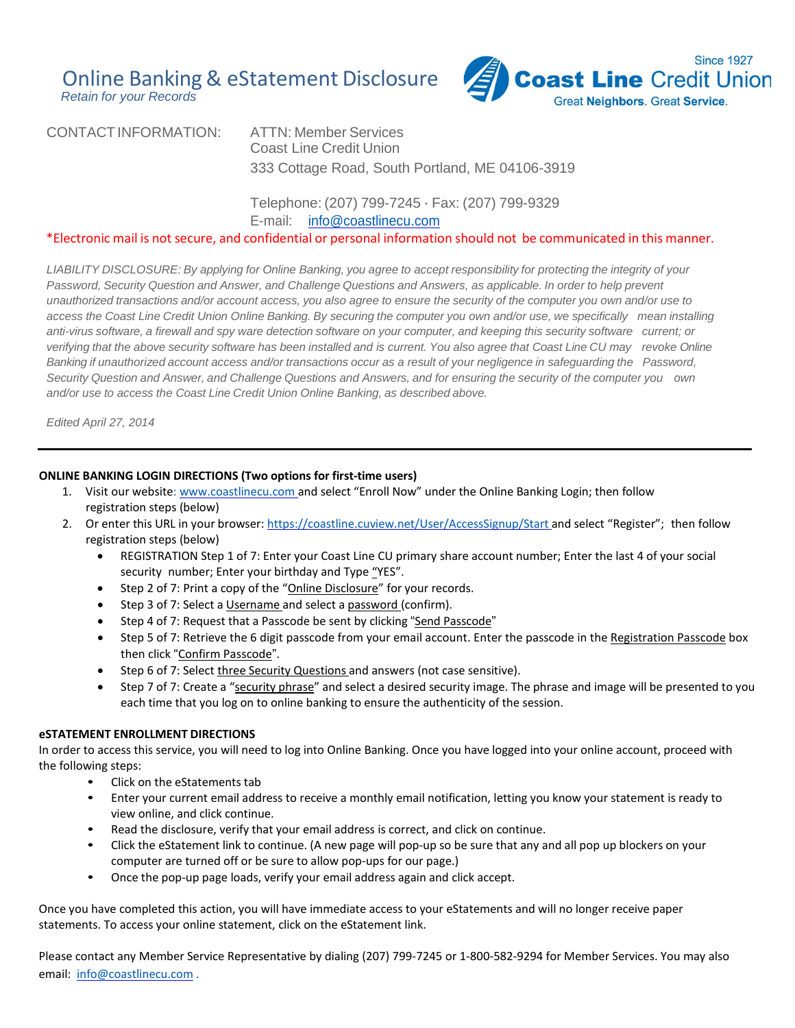# Online Banking & eStatement Disclosure

*Retain for your Records*

Since 1927

**Coast Line** Credit Union

Great **Neighbors**. Great **Service**.

CONTACT INFORMATION: ATTN: Member Services
Coast Line Credit Union
333 Cottage Road, South Portland, ME 04106-3919

Telephone: (207) 799-7245 · Fax: (207) 799-9329
E-mail: info@coastlinecu.com

*Electronic mail is not secure, and confidential or personal information should not be communicated in this manner.

*LIABILITY DISCLOSURE: By applying for Online Banking, you agree to accept responsibility for protecting the integrity of your Password, Security Question and Answer, and Challenge Questions and Answers, as applicable. In order to help prevent unauthorized transactions and/or account access, you also agree to ensure the security of the computer you own and/or use to access the Coast Line Credit Union Online Banking. By securing the computer you own and/or use, we specifically mean installing anti-virus software, a firewall and spy ware detection software on your computer, and keeping this security software current; or verifying that the above security software has been installed and is current. You also agree that Coast Line CU may revoke Online Banking if unauthorized account access and/or transactions occur as a result of your negligence in safeguarding the Password, Security Question and Answer, and Challenge Questions and Answers, and for ensuring the security of the computer you own and/or use to access the Coast Line Credit Union Online Banking, as described above.*

*Edited April 27, 2014*

---

**ONLINE BANKING LOGIN DIRECTIONS (Two options for first-time users)**

1. Visit our website: www.coastlinecu.com and select "Enroll Now" under the Online Banking Login; then follow registration steps (below)
2. Or enter this URL in your browser: https://coastline.cuview.net/User/AccessSignup/Start and select "Register"; then follow registration steps (below)
   - REGISTRATION Step 1 of 7: Enter your Coast Line CU primary share account number; Enter the last 4 of your social security number; Enter your birthday and Type "YES".
   - Step 2 of 7: Print a copy of the "Online Disclosure" for your records.
   - Step 3 of 7: Select a Username and select a password (confirm).
   - Step 4 of 7: Request that a Passcode be sent by clicking "Send Passcode"
   - Step 5 of 7: Retrieve the 6 digit passcode from your email account. Enter the passcode in the Registration Passcode box then click "Confirm Passcode".
   - Step 6 of 7: Select three Security Questions and answers (not case sensitive).
   - Step 7 of 7: Create a "security phrase" and select a desired security image. The phrase and image will be presented to you each time that you log on to online banking to ensure the authenticity of the session.

**eSTATEMENT ENROLLMENT DIRECTIONS**

In order to access this service, you will need to log into Online Banking. Once you have logged into your online account, proceed with the following steps:

- Click on the eStatements tab
- Enter your current email address to receive a monthly email notification, letting you know your statement is ready to view online, and click continue.
- Read the disclosure, verify that your email address is correct, and click on continue.
- Click the eStatement link to continue. (A new page will pop-up so be sure that any and all pop up blockers on your computer are turned off or be sure to allow pop-ups for our page.)
- Once the pop-up page loads, verify your email address again and click accept.

Once you have completed this action, you will have immediate access to your eStatements and will no longer receive paper statements. To access your online statement, click on the eStatement link.

Please contact any Member Service Representative by dialing (207) 799-7245 or 1-800-582-9294 for Member Services. You may also email: info@coastlinecu.com .